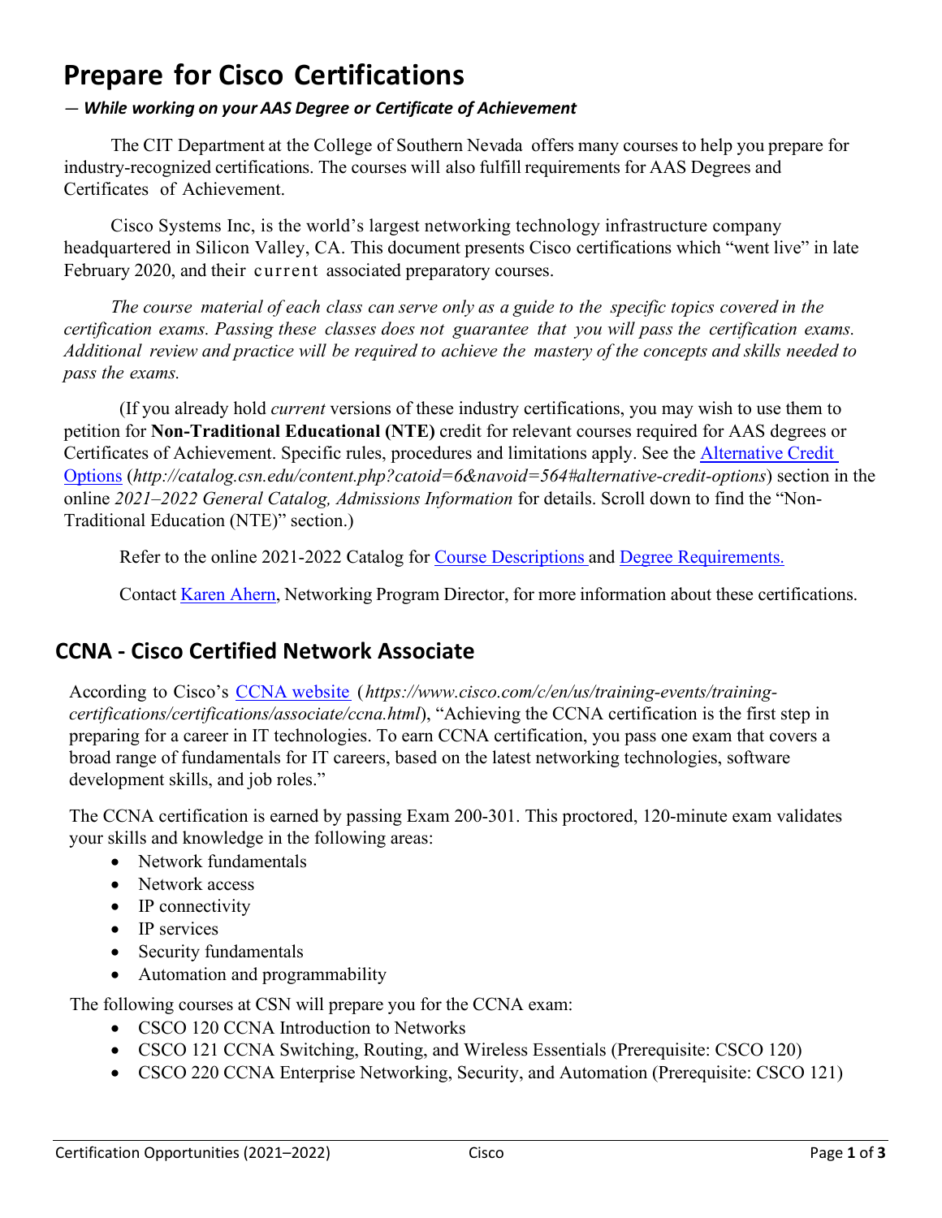# Prepare for Cisco Certifications

*— While working on your AAS Degree or Certificate of Achievement*

The CIT Department at the College of Southern Nevada offers many courses to help you prepare for industry-recognized certifications. The courses will also fulfill requirements for AAS Degrees and Certificates of Achievement.

Cisco Systems Inc, is the world's largest networking technology infrastructure company headquartered in Silicon Valley, CA. This document presents Cisco certifications which "went live" in late February 2020, and their current associated preparatory courses.

*The course material of each class can serve only as a guide to the specific topics covered in the certification exams. Passing these classes does not guarantee that you will pass the certification exams. Additional review and practice will be required to achieve the mastery of the concepts and skills needed to pass the exams.*

(If you already hold *current* versions of these industry certifications, you may wish to use them to petition for **Non-Traditional Educational (NTE)** credit for relevant courses required for AAS degrees or Certificates of Achievement. Specific rules, procedures and limitations apply. See the Alternative Credit Options (*http://catalog.csn.edu/content.php?catoid=6&navoid=564#alternative-credit-options*) section in the online *2021–2022 General Catalog, Admissions Information* for details. Scroll down to find the "Non-Traditional Education (NTE)" section.)

Refer to the online 2021-2022 Catalog for Course Descriptions and Degree Requirements.

Contact Karen Ahern, Networking Program Director, for more information about these certifications.

## CCNA - Cisco Certified Network Associate

According to Cisco's CCNA website (*https://www.cisco.com/c/en/us/training-events/training-certifications/certifications/associate/ccna.html*), "Achieving the CCNA certification is the first step in preparing for a career in IT technologies. To earn CCNA certification, you pass one exam that covers a broad range of fundamentals for IT careers, based on the latest networking technologies, software development skills, and job roles."

The CCNA certification is earned by passing Exam 200-301. This proctored, 120-minute exam validates your skills and knowledge in the following areas:

- Network fundamentals
- Network access
- IP connectivity
- IP services
- Security fundamentals
- Automation and programmability

The following courses at CSN will prepare you for the CCNA exam:

- CSCO 120 CCNA Introduction to Networks
- CSCO 121 CCNA Switching, Routing, and Wireless Essentials (Prerequisite: CSCO 120)
- CSCO 220 CCNA Enterprise Networking, Security, and Automation (Prerequisite: CSCO 121)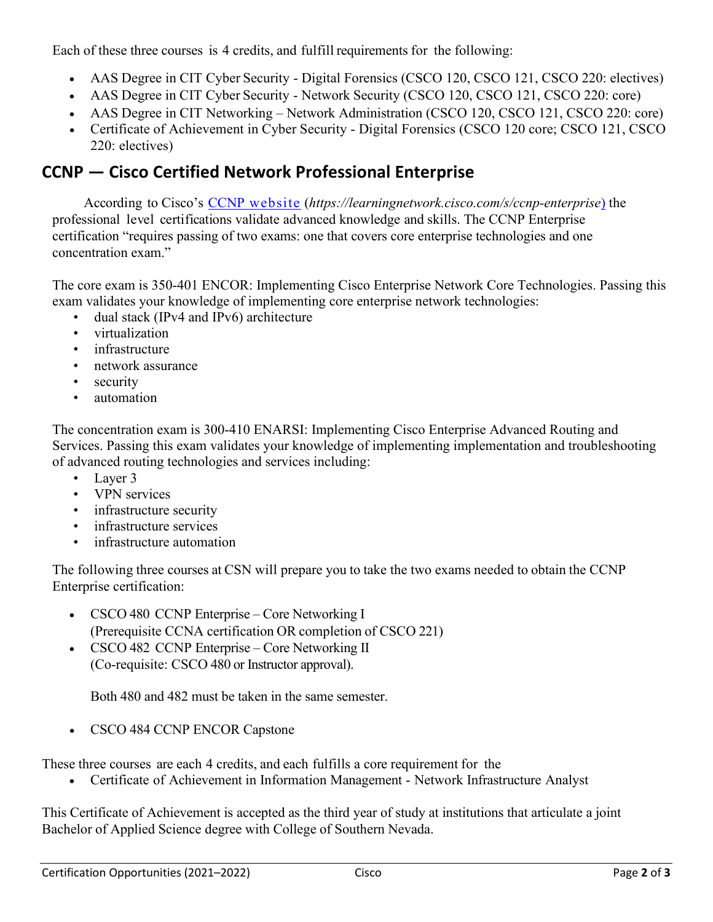Each of these three courses is 4 credits, and fulfill requirements for the following:

- AAS Degree in CIT Cyber Security - Digital Forensics (CSCO 120, CSCO 121, CSCO 220: electives)
- AAS Degree in CIT Cyber Security - Network Security (CSCO 120, CSCO 121, CSCO 220: core)
- AAS Degree in CIT Networking – Network Administration (CSCO 120, CSCO 121, CSCO 220: core)
- Certificate of Achievement in Cyber Security - Digital Forensics (CSCO 120 core; CSCO 121, CSCO 220: electives)

## CCNP — Cisco Certified Network Professional Enterprise

According to Cisco's [CCNP website](https://learningnetwork.cisco.com/s/ccnp-enterprise) (***https://learningnetwork.cisco.com/s/ccnp-enterprise***) the professional level certifications validate advanced knowledge and skills. The CCNP Enterprise certification "requires passing of two exams: one that covers core enterprise technologies and one concentration exam."

The core exam is 350-401 ENCOR: Implementing Cisco Enterprise Network Core Technologies. Passing this exam validates your knowledge of implementing core enterprise network technologies:

- dual stack (IPv4 and IPv6) architecture
- virtualization
- infrastructure
- network assurance
- security
- automation

The concentration exam is 300-410 ENARSI: Implementing Cisco Enterprise Advanced Routing and Services. Passing this exam validates your knowledge of implementing implementation and troubleshooting of advanced routing technologies and services including:

- Layer 3
- VPN services
- infrastructure security
- infrastructure services
- infrastructure automation

The following three courses at CSN will prepare you to take the two exams needed to obtain the CCNP Enterprise certification:

- CSCO 480 CCNP Enterprise – Core Networking I
  (Prerequisite CCNA certification OR completion of CSCO 221)
- CSCO 482 CCNP Enterprise – Core Networking II
  (Co-requisite: CSCO 480 or Instructor approval).

  Both 480 and 482 must be taken in the same semester.

- CSCO 484 CCNP ENCOR Capstone

These three courses are each 4 credits, and each fulfills a core requirement for the

- Certificate of Achievement in Information Management - Network Infrastructure Analyst

This Certificate of Achievement is accepted as the third year of study at institutions that articulate a joint Bachelor of Applied Science degree with College of Southern Nevada.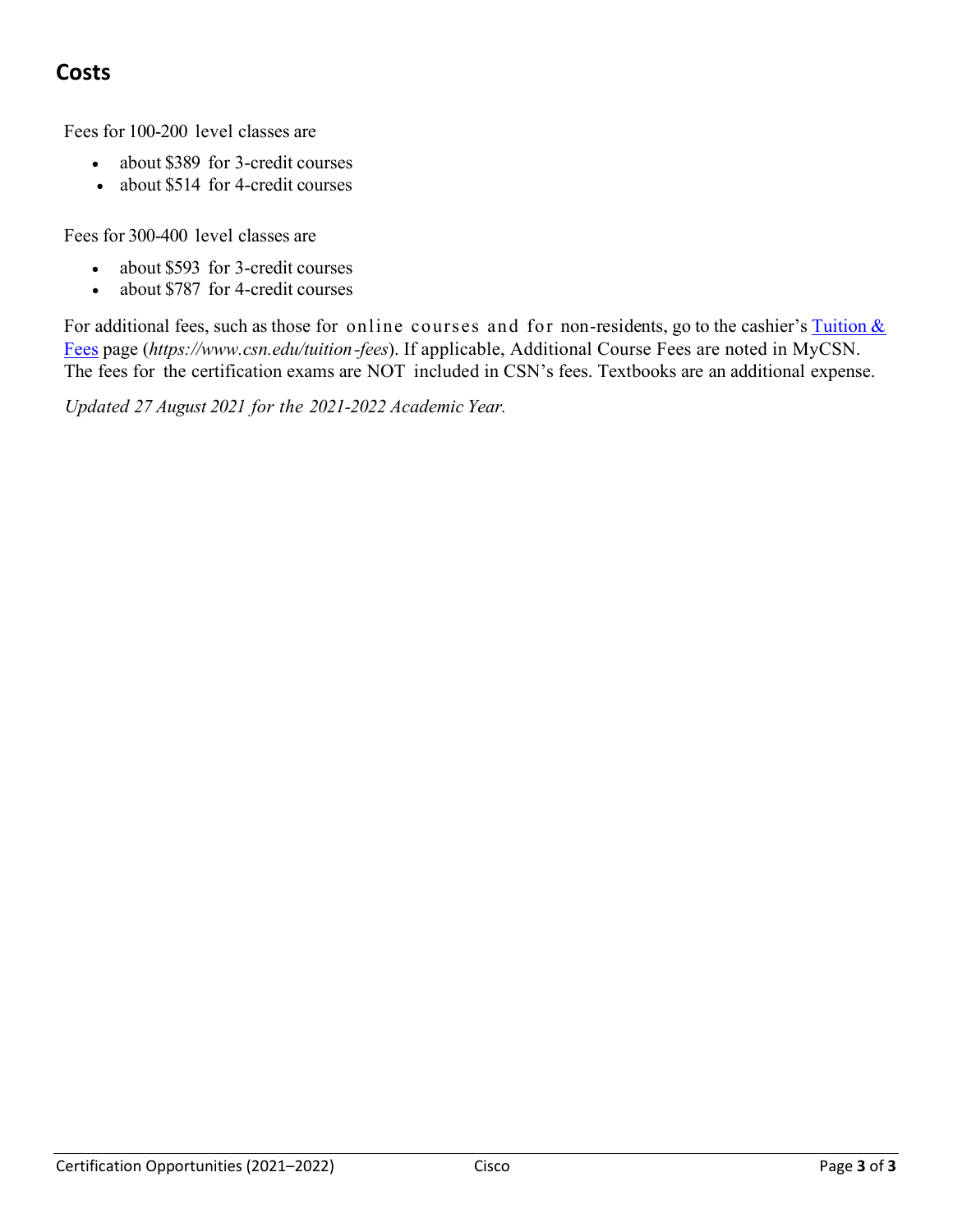## Costs

Fees for 100-200 level classes are

- about $389 for 3-credit courses
- about $514 for 4-credit courses

Fees for 300-400 level classes are

- about $593 for 3-credit courses
- about $787 for 4-credit courses

For additional fees, such as those for online courses and for non-residents, go to the cashier's [Tuition & Fees](https://www.csn.edu/tuition-fees) page (*https://www.csn.edu/tuition-fees*). If applicable, Additional Course Fees are noted in MyCSN. The fees for the certification exams are NOT included in CSN's fees. Textbooks are an additional expense.

*Updated 27 August 2021 for the 2021-2022 Academic Year.*